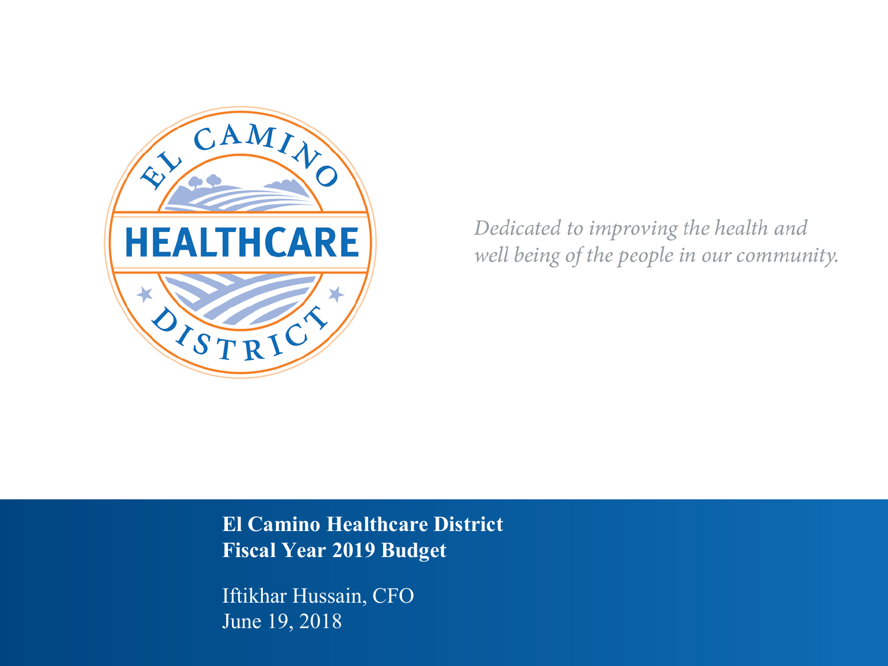EL CAMINO HEALTHCARE DISTRICT

*Dedicated to improving the health and well being of the people in our community.*

**El Camino Healthcare District**
**Fiscal Year 2019 Budget**

Iftikhar Hussain, CFO
June 19, 2018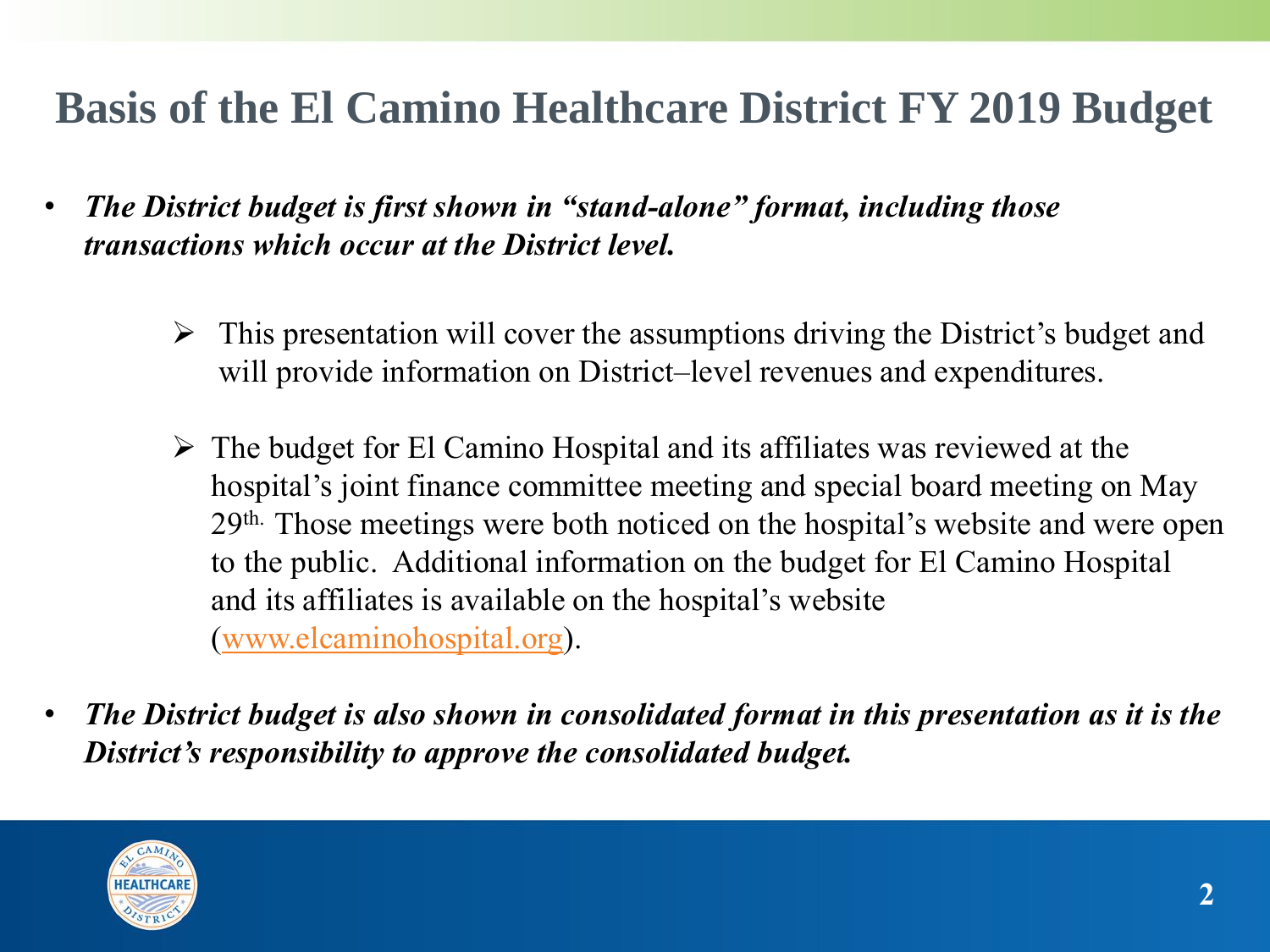# Basis of the El Camino Healthcare District FY 2019 Budget

- ***The District budget is first shown in "stand-alone" format, including those transactions which occur at the District level.***

  - This presentation will cover the assumptions driving the District's budget and will provide information on District–level revenues and expenditures.

  - The budget for El Camino Hospital and its affiliates was reviewed at the hospital's joint finance committee meeting and special board meeting on May 29th. Those meetings were both noticed on the hospital's website and were open to the public. Additional information on the budget for El Camino Hospital and its affiliates is available on the hospital's website (www.elcaminohospital.org).

- ***The District budget is also shown in consolidated format in this presentation as it is the District's responsibility to approve the consolidated budget.***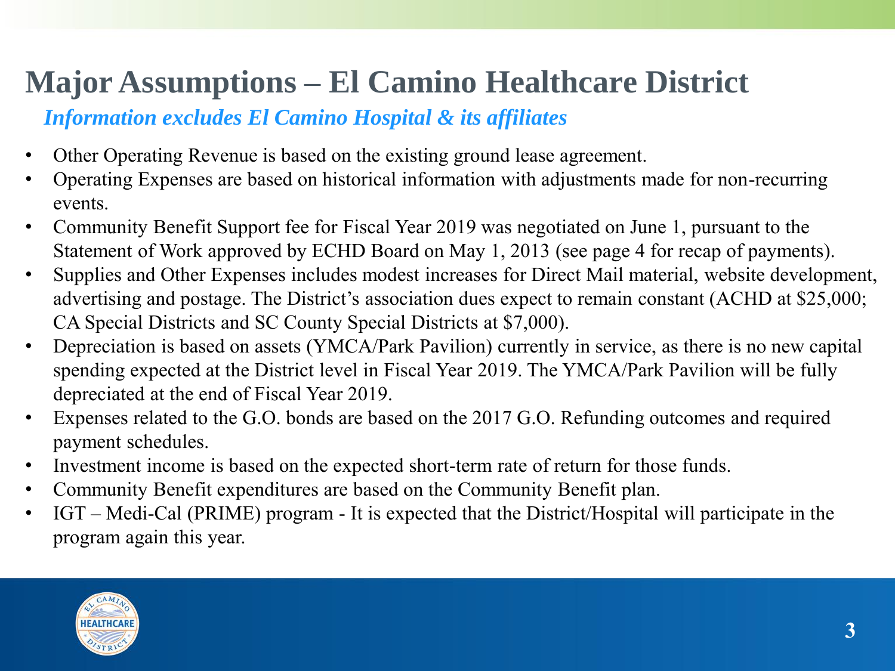# Major Assumptions – El Camino Healthcare District

***Information excludes El Camino Hospital & its affiliates***

- Other Operating Revenue is based on the existing ground lease agreement.
- Operating Expenses are based on historical information with adjustments made for non-recurring events.
- Community Benefit Support fee for Fiscal Year 2019 was negotiated on June 1, pursuant to the Statement of Work approved by ECHD Board on May 1, 2013 (see page 4 for recap of payments).
- Supplies and Other Expenses includes modest increases for Direct Mail material, website development, advertising and postage. The District's association dues expect to remain constant (ACHD at $25,000; CA Special Districts and SC County Special Districts at $7,000).
- Depreciation is based on assets (YMCA/Park Pavilion) currently in service, as there is no new capital spending expected at the District level in Fiscal Year 2019. The YMCA/Park Pavilion will be fully depreciated at the end of Fiscal Year 2019.
- Expenses related to the G.O. bonds are based on the 2017 G.O. Refunding outcomes and required payment schedules.
- Investment income is based on the expected short-term rate of return for those funds.
- Community Benefit expenditures are based on the Community Benefit plan.
- IGT – Medi-Cal (PRIME) program - It is expected that the District/Hospital will participate in the program again this year.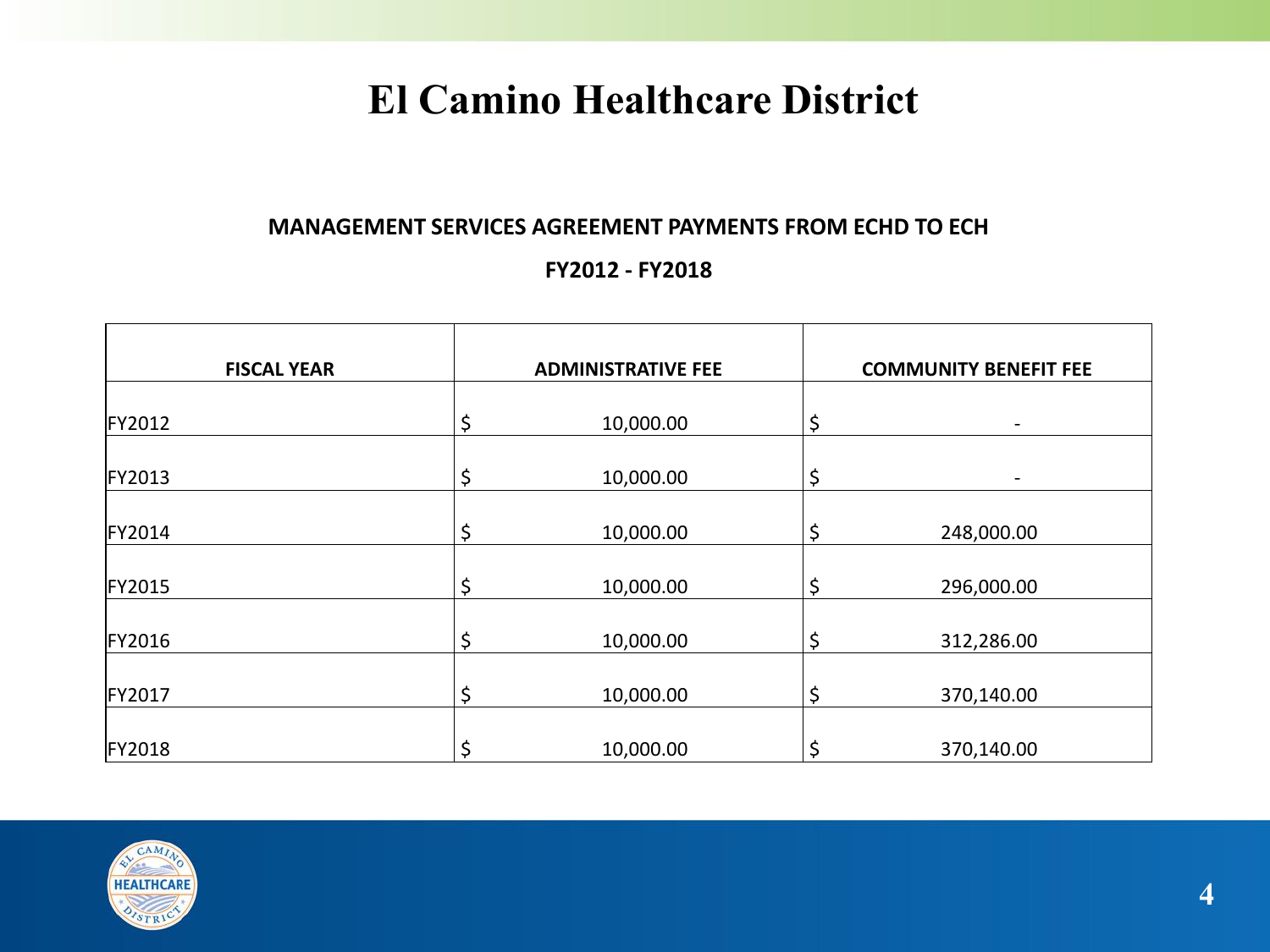# El Camino Healthcare District

**MANAGEMENT SERVICES AGREEMENT PAYMENTS FROM ECHD TO ECH**

**FY2012 - FY2018**

| FISCAL YEAR | ADMINISTRATIVE FEE | COMMUNITY BENEFIT FEE |
|---|---|---|
| FY2012 | $ 10,000.00 | $ - |
| FY2013 | $ 10,000.00 | $ - |
| FY2014 | $ 10,000.00 | $ 248,000.00 |
| FY2015 | $ 10,000.00 | $ 296,000.00 |
| FY2016 | $ 10,000.00 | $ 312,286.00 |
| FY2017 | $ 10,000.00 | $ 370,140.00 |
| FY2018 | $ 10,000.00 | $ 370,140.00 |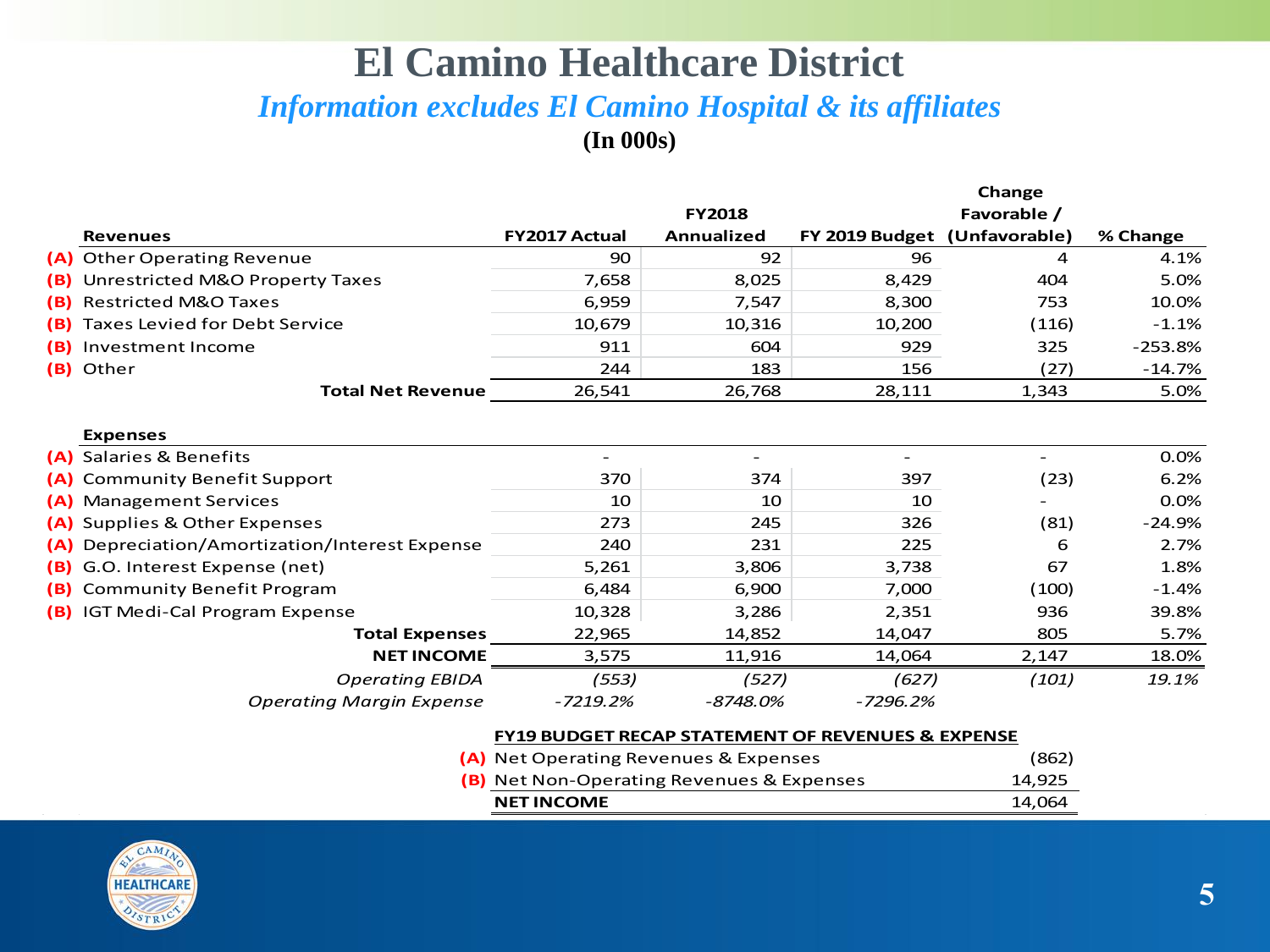# El Camino Healthcare District

## *Information excludes El Camino Hospital & its affiliates*

**(In 000s)**

| | Revenues | FY2017 Actual | FY2018 Annualized | FY 2019 Budget | Change Favorable / (Unfavorable) | % Change |
|---|---|---|---|---|---|---|
| **(A)** | Other Operating Revenue | 90 | 92 | 96 | 4 | 4.1% |
| **(B)** | Unrestricted M&O Property Taxes | 7,658 | 8,025 | 8,429 | 404 | 5.0% |
| **(B)** | Restricted M&O Taxes | 6,959 | 7,547 | 8,300 | 753 | 10.0% |
| **(B)** | Taxes Levied for Debt Service | 10,679 | 10,316 | 10,200 | (116) | -1.1% |
| **(B)** | Investment Income | 911 | 604 | 929 | 325 | -253.8% |
| **(B)** | Other | 244 | 183 | 156 | (27) | -14.7% |
| | **Total Net Revenue** | 26,541 | 26,768 | 28,111 | 1,343 | 5.0% |
| | | | | | | |
| | **Expenses** | | | | | |
| **(A)** | Salaries & Benefits | - | - | - | - | 0.0% |
| **(A)** | Community Benefit Support | 370 | 374 | 397 | (23) | 6.2% |
| **(A)** | Management Services | 10 | 10 | 10 | - | 0.0% |
| **(A)** | Supplies & Other Expenses | 273 | 245 | 326 | (81) | -24.9% |
| **(A)** | Depreciation/Amortization/Interest Expense | 240 | 231 | 225 | 6 | 2.7% |
| **(B)** | G.O. Interest Expense (net) | 5,261 | 3,806 | 3,738 | 67 | 1.8% |
| **(B)** | Community Benefit Program | 6,484 | 6,900 | 7,000 | (100) | -1.4% |
| **(B)** | IGT Medi-Cal Program Expense | 10,328 | 3,286 | 2,351 | 936 | 39.8% |
| | **Total Expenses** | 22,965 | 14,852 | 14,047 | 805 | 5.7% |
| | **NET INCOME** | 3,575 | 11,916 | 14,064 | 2,147 | 18.0% |
| | *Operating EBIDA* | *(553)* | *(527)* | *(627)* | *(101)* | *19.1%* |
| | *Operating Margin Expense* | *-7219.2%* | *-8748.0%* | *-7296.2%* | | |

**FY19 BUDGET RECAP STATEMENT OF REVENUES & EXPENSE**

| | | |
|---|---|---|
| **(A)** | Net Operating Revenues & Expenses | (862) |
| **(B)** | Net Non-Operating Revenues & Expenses | 14,925 |
| | **NET INCOME** | 14,064 |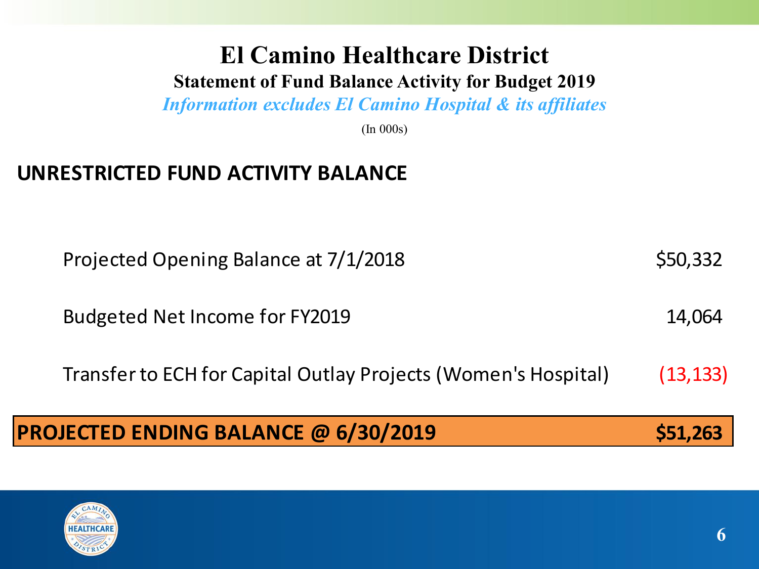# El Camino Healthcare District

## Statement of Fund Balance Activity for Budget 2019

*Information excludes El Camino Hospital & its affiliates*

(In 000s)

### UNRESTRICTED FUND ACTIVITY BALANCE

| | |
|---|---|
| Projected Opening Balance at 7/1/2018 | $50,332 |
| Budgeted Net Income for FY2019 | 14,064 |
| Transfer to ECH for Capital Outlay Projects (Women's Hospital) | (13,133) |
| **PROJECTED ENDING BALANCE @ 6/30/2019** | **$51,263** |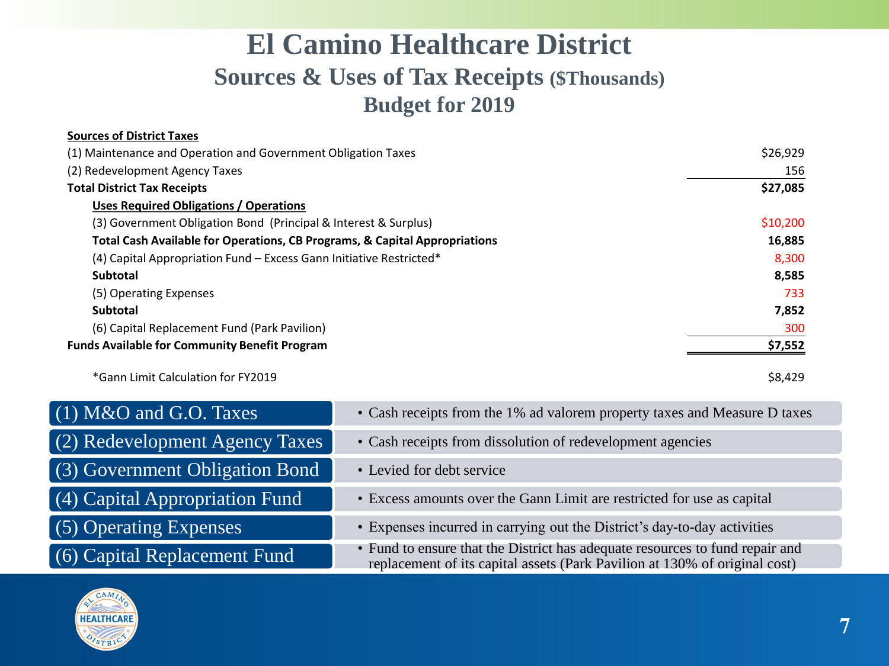# El Camino Healthcare District

## Sources & Uses of Tax Receipts ($Thousands)

## Budget for 2019

| **Sources of District Taxes** | |
|---|---|
| (1) Maintenance and Operation and Government Obligation Taxes | $26,929 |
| (2) Redevelopment Agency Taxes | 156 |
| **Total District Tax Receipts** | **$27,085** |
| **Uses Required Obligations / Operations** | |
| (3) Government Obligation Bond (Principal & Interest & Surplus) | $10,200 |
| **Total Cash Available for Operations, CB Programs, & Capital Appropriations** | **16,885** |
| (4) Capital Appropriation Fund – Excess Gann Initiative Restricted* | 8,300 |
| **Subtotal** | **8,585** |
| (5) Operating Expenses | 733 |
| **Subtotal** | **7,852** |
| (6) Capital Replacement Fund (Park Pavilion) | 300 |
| **Funds Available for Community Benefit Program** | **$7,552** |

*Gann Limit Calculation for FY2019 — $8,429

| Item | Description |
|---|---|
| (1) M&O and G.O. Taxes | Cash receipts from the 1% ad valorem property taxes and Measure D taxes |
| (2) Redevelopment Agency Taxes | Cash receipts from dissolution of redevelopment agencies |
| (3) Government Obligation Bond | Levied for debt service |
| (4) Capital Appropriation Fund | Excess amounts over the Gann Limit are restricted for use as capital |
| (5) Operating Expenses | Expenses incurred in carrying out the District's day-to-day activities |
| (6) Capital Replacement Fund | Fund to ensure that the District has adequate resources to fund repair and replacement of its capital assets (Park Pavilion at 130% of original cost) |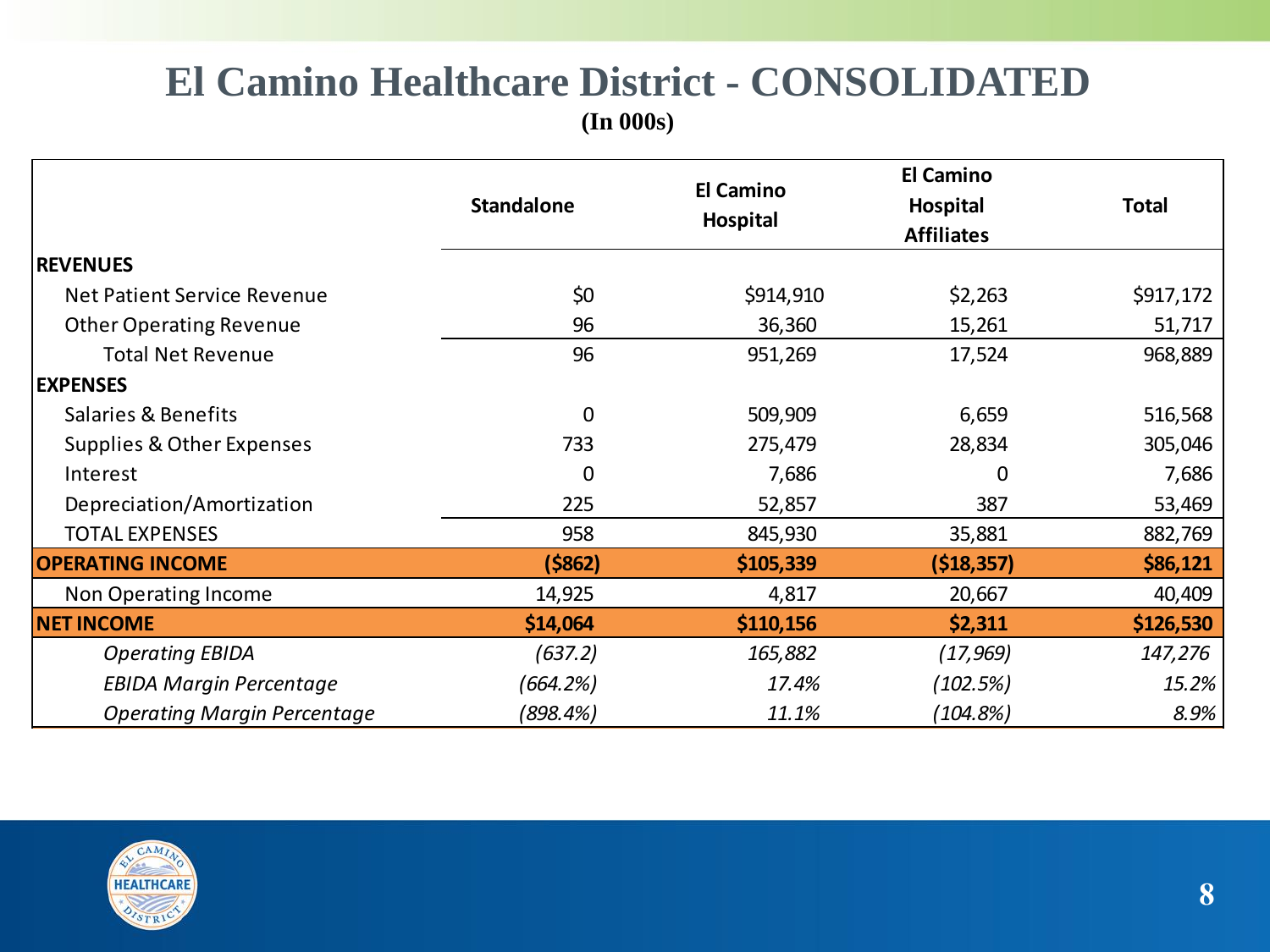# El Camino Healthcare District - CONSOLIDATED

**(In 000s)**

| | Standalone | El Camino Hospital | El Camino Hospital Affiliates | Total |
|---|---|---|---|---|
| **REVENUES** | | | | |
| Net Patient Service Revenue | $0 | $914,910 | $2,263 | $917,172 |
| Other Operating Revenue | 96 | 36,360 | 15,261 | 51,717 |
| Total Net Revenue | 96 | 951,269 | 17,524 | 968,889 |
| **EXPENSES** | | | | |
| Salaries & Benefits | 0 | 509,909 | 6,659 | 516,568 |
| Supplies & Other Expenses | 733 | 275,479 | 28,834 | 305,046 |
| Interest | 0 | 7,686 | 0 | 7,686 |
| Depreciation/Amortization | 225 | 52,857 | 387 | 53,469 |
| TOTAL EXPENSES | 958 | 845,930 | 35,881 | 882,769 |
| **OPERATING INCOME** | **($862)** | **$105,339** | **($18,357)** | **$86,121** |
| Non Operating Income | 14,925 | 4,817 | 20,667 | 40,409 |
| **NET INCOME** | **$14,064** | **$110,156** | **$2,311** | **$126,530** |
| *Operating EBIDA* | *(637.2)* | *165,882* | *(17,969)* | *147,276* |
| *EBIDA Margin Percentage* | *(664.2%)* | *17.4%* | *(102.5%)* | *15.2%* |
| *Operating Margin Percentage* | *(898.4%)* | *11.1%* | *(104.8%)* | *8.9%* |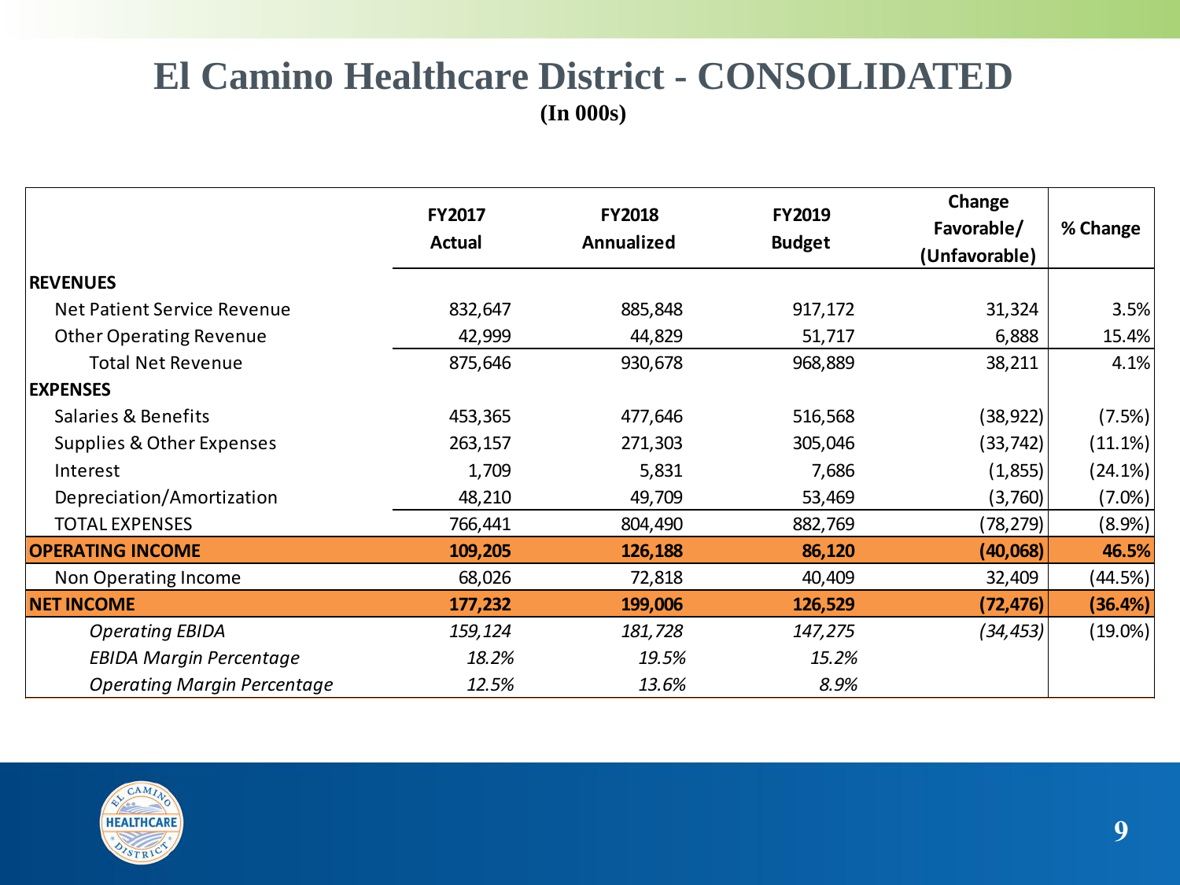# El Camino Healthcare District - CONSOLIDATED

**(In 000s)**

| | FY2017 Actual | FY2018 Annualized | FY2019 Budget | Change Favorable/ (Unfavorable) | % Change |
|---|---|---|---|---|---|
| **REVENUES** | | | | | |
| Net Patient Service Revenue | 832,647 | 885,848 | 917,172 | 31,324 | 3.5% |
| Other Operating Revenue | 42,999 | 44,829 | 51,717 | 6,888 | 15.4% |
| Total Net Revenue | 875,646 | 930,678 | 968,889 | 38,211 | 4.1% |
| **EXPENSES** | | | | | |
| Salaries & Benefits | 453,365 | 477,646 | 516,568 | (38,922) | (7.5%) |
| Supplies & Other Expenses | 263,157 | 271,303 | 305,046 | (33,742) | (11.1%) |
| Interest | 1,709 | 5,831 | 7,686 | (1,855) | (24.1%) |
| Depreciation/Amortization | 48,210 | 49,709 | 53,469 | (3,760) | (7.0%) |
| TOTAL EXPENSES | 766,441 | 804,490 | 882,769 | (78,279) | (8.9%) |
| **OPERATING INCOME** | **109,205** | **126,188** | **86,120** | **(40,068)** | **46.5%** |
| Non Operating Income | 68,026 | 72,818 | 40,409 | 32,409 | (44.5%) |
| **NET INCOME** | **177,232** | **199,006** | **126,529** | **(72,476)** | **(36.4%)** |
| *Operating EBIDA* | *159,124* | *181,728* | *147,275* | *(34,453)* | (19.0%) |
| *EBIDA Margin Percentage* | *18.2%* | *19.5%* | *15.2%* | | |
| *Operating Margin Percentage* | *12.5%* | *13.6%* | *8.9%* | | |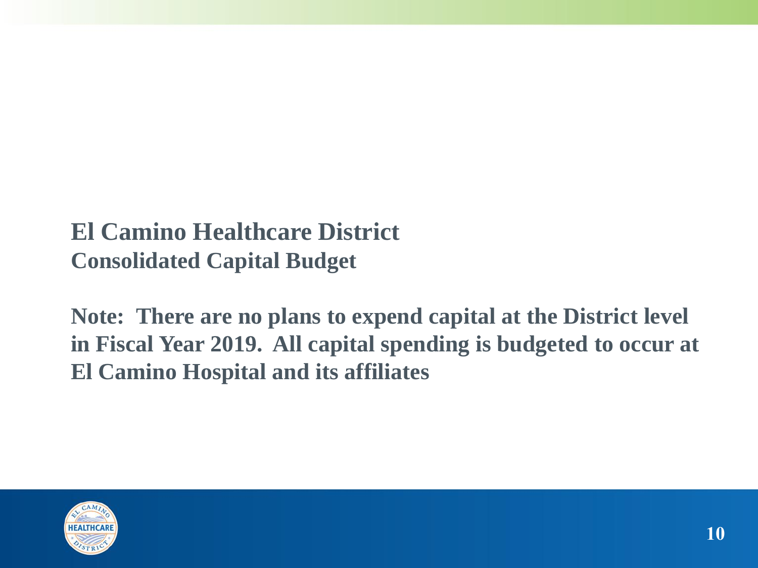# El Camino Healthcare District

## Consolidated Capital Budget

**Note: There are no plans to expend capital at the District level in Fiscal Year 2019. All capital spending is budgeted to occur at El Camino Hospital and its affiliates**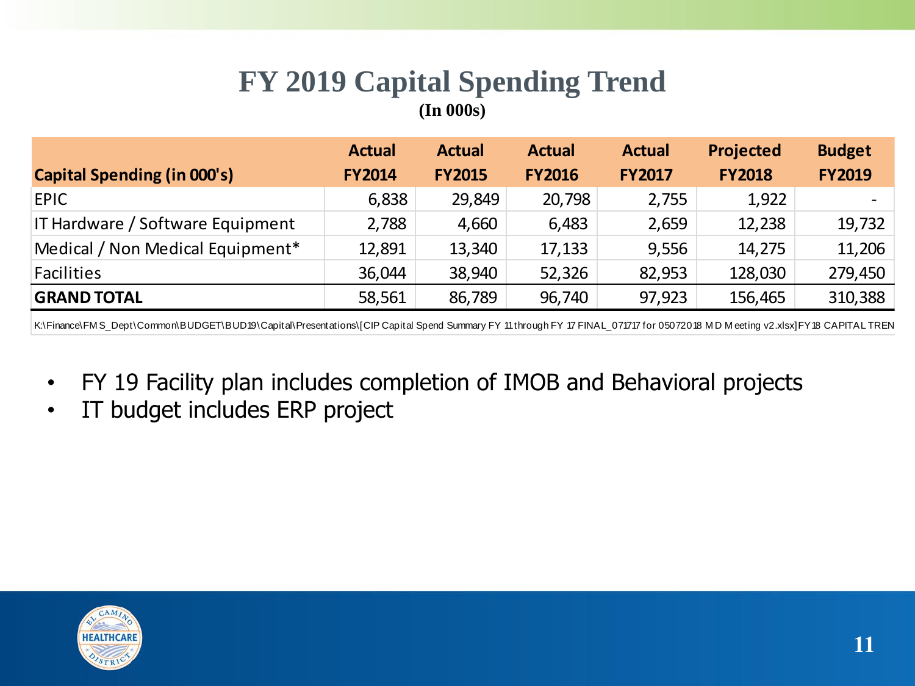# FY 2019 Capital Spending Trend

**(In 000s)**

| Capital Spending (in 000's) | Actual FY2014 | Actual FY2015 | Actual FY2016 | Actual FY2017 | Projected FY2018 | Budget FY2019 |
|---|---|---|---|---|---|---|
| EPIC | 6,838 | 29,849 | 20,798 | 2,755 | 1,922 | - |
| IT Hardware / Software Equipment | 2,788 | 4,660 | 6,483 | 2,659 | 12,238 | 19,732 |
| Medical / Non Medical Equipment* | 12,891 | 13,340 | 17,133 | 9,556 | 14,275 | 11,206 |
| Facilities | 36,044 | 38,940 | 52,326 | 82,953 | 128,030 | 279,450 |
| **GRAND TOTAL** | 58,561 | 86,789 | 96,740 | 97,923 | 156,465 | 310,388 |

K:\Finance\FMS_Dept\Common\BUDGET\BUD19\Capital\Presentations\[CIP Capital Spend Summary FY 11 through FY 17 FINAL_071717 for 05072018 MD Meeting v2.xlsx]FY18 CAPITAL TREN

- FY 19 Facility plan includes completion of IMOB and Behavioral projects
- IT budget includes ERP project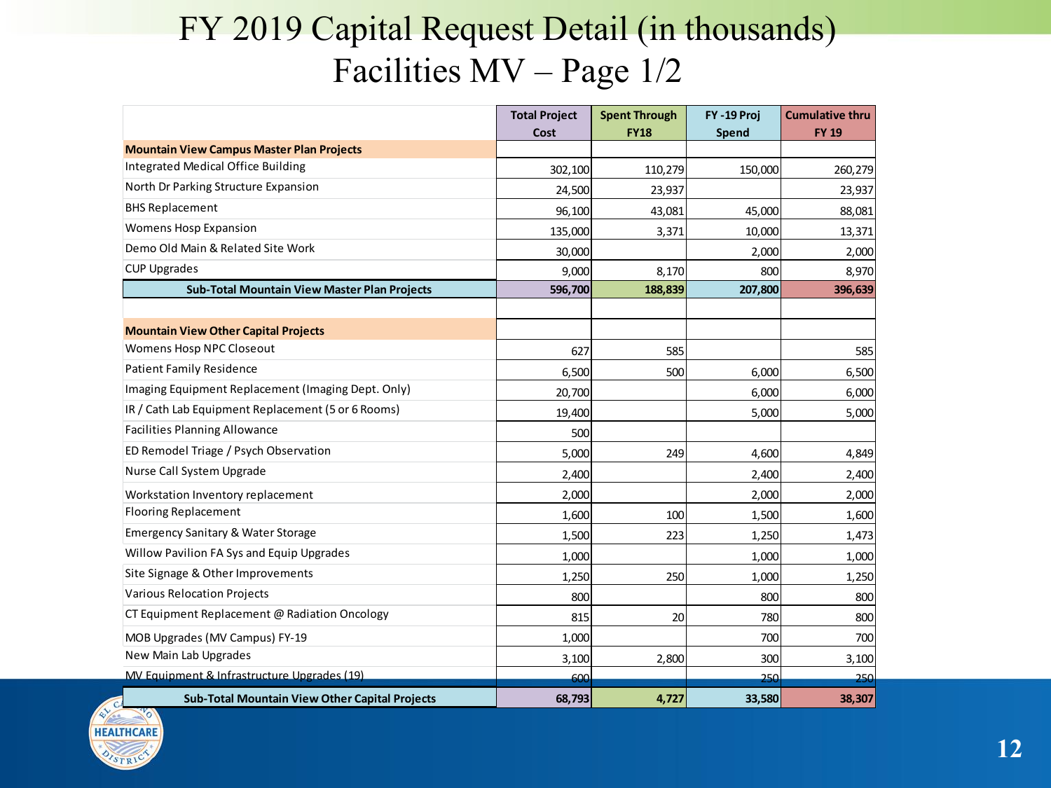# FY 2019 Capital Request Detail (in thousands)
## Facilities MV – Page 1/2

| | Total Project Cost | Spent Through FY18 | FY -19 Proj Spend | Cumulative thru FY 19 |
|---|---|---|---|---|
| **Mountain View Campus Master Plan Projects** | | | | |
| Integrated Medical Office Building | 302,100 | 110,279 | 150,000 | 260,279 |
| North Dr Parking Structure Expansion | 24,500 | 23,937 | | 23,937 |
| BHS Replacement | 96,100 | 43,081 | 45,000 | 88,081 |
| Womens Hosp Expansion | 135,000 | 3,371 | 10,000 | 13,371 |
| Demo Old Main & Related Site Work | 30,000 | | 2,000 | 2,000 |
| CUP Upgrades | 9,000 | 8,170 | 800 | 8,970 |
| **Sub-Total Mountain View Master Plan Projects** | **596,700** | **188,839** | **207,800** | **396,639** |
| | | | | |
| **Mountain View Other Capital Projects** | | | | |
| Womens Hosp NPC Closeout | 627 | 585 | | 585 |
| Patient Family Residence | 6,500 | 500 | 6,000 | 6,500 |
| Imaging Equipment Replacement (Imaging Dept. Only) | 20,700 | | 6,000 | 6,000 |
| IR / Cath Lab Equipment Replacement (5 or 6 Rooms) | 19,400 | | 5,000 | 5,000 |
| Facilities Planning Allowance | 500 | | | |
| ED Remodel Triage / Psych Observation | 5,000 | 249 | 4,600 | 4,849 |
| Nurse Call System Upgrade | 2,400 | | 2,400 | 2,400 |
| Workstation Inventory replacement | 2,000 | | 2,000 | 2,000 |
| Flooring Replacement | 1,600 | 100 | 1,500 | 1,600 |
| Emergency Sanitary & Water Storage | 1,500 | 223 | 1,250 | 1,473 |
| Willow Pavilion FA Sys and Equip Upgrades | 1,000 | | 1,000 | 1,000 |
| Site Signage & Other Improvements | 1,250 | 250 | 1,000 | 1,250 |
| Various Relocation Projects | 800 | | 800 | 800 |
| CT Equipment Replacement @ Radiation Oncology | 815 | 20 | 780 | 800 |
| MOB Upgrades (MV Campus) FY-19 | 1,000 | | 700 | 700 |
| New Main Lab Upgrades | 3,100 | 2,800 | 300 | 3,100 |
| MV Equipment & Infrastructure Upgrades (19) | 600 | | 250 | 250 |
| **Sub-Total Mountain View Other Capital Projects** | **68,793** | **4,727** | **33,580** | **38,307** |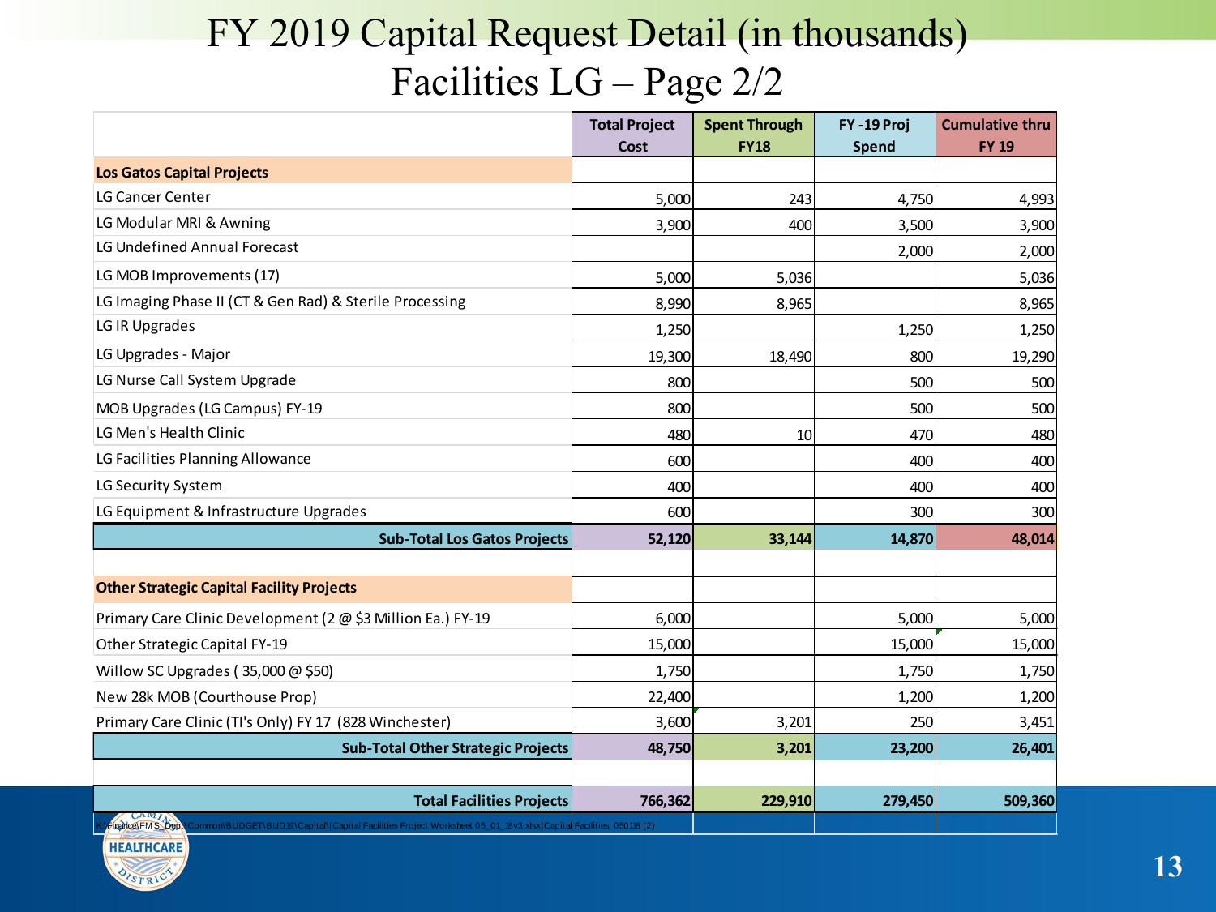# FY 2019 Capital Request Detail (in thousands)
## Facilities LG – Page 2/2

| | Total Project Cost | Spent Through FY18 | FY -19 Proj Spend | Cumulative thru FY 19 |
|---|---|---|---|---|
| **Los Gatos Capital Projects** | | | | |
| LG Cancer Center | 5,000 | 243 | 4,750 | 4,993 |
| LG Modular MRI & Awning | 3,900 | 400 | 3,500 | 3,900 |
| LG Undefined Annual Forecast | | | 2,000 | 2,000 |
| LG MOB Improvements (17) | 5,000 | 5,036 | | 5,036 |
| LG Imaging Phase II (CT & Gen Rad) & Sterile Processing | 8,990 | 8,965 | | 8,965 |
| LG IR Upgrades | 1,250 | | 1,250 | 1,250 |
| LG Upgrades - Major | 19,300 | 18,490 | 800 | 19,290 |
| LG Nurse Call System Upgrade | 800 | | 500 | 500 |
| MOB Upgrades (LG Campus) FY-19 | 800 | | 500 | 500 |
| LG Men's Health Clinic | 480 | 10 | 470 | 480 |
| LG Facilities Planning Allowance | 600 | | 400 | 400 |
| LG Security System | 400 | | 400 | 400 |
| LG Equipment & Infrastructure Upgrades | 600 | | 300 | 300 |
| **Sub-Total Los Gatos Projects** | **52,120** | **33,144** | **14,870** | **48,014** |
| | | | | |
| **Other Strategic Capital Facility Projects** | | | | |
| Primary Care Clinic Development (2 @ $3 Million Ea.) FY-19 | 6,000 | | 5,000 | 5,000 |
| Other Strategic Capital FY-19 | 15,000 | | 15,000 | 15,000 |
| Willow SC Upgrades ( 35,000 @ $50) | 1,750 | | 1,750 | 1,750 |
| New 28k MOB (Courthouse Prop) | 22,400 | | 1,200 | 1,200 |
| Primary Care Clinic (TI's Only) FY 17 (828 Winchester) | 3,600 | 3,201 | 250 | 3,451 |
| **Sub-Total Other Strategic Projects** | **48,750** | **3,201** | **23,200** | **26,401** |
| | | | | |
| **Total Facilities Projects** | **766,362** | **229,910** | **279,450** | **509,360** |

K:\Finance\FMS_Dept\Common\BUDGET\BUD19\Capital\[Capital Facilities Project Worksheet 05_01_18v3.xlsx]Capital Facilities 050118 (2)

CAMINO HEALTHCARE DISTRICT